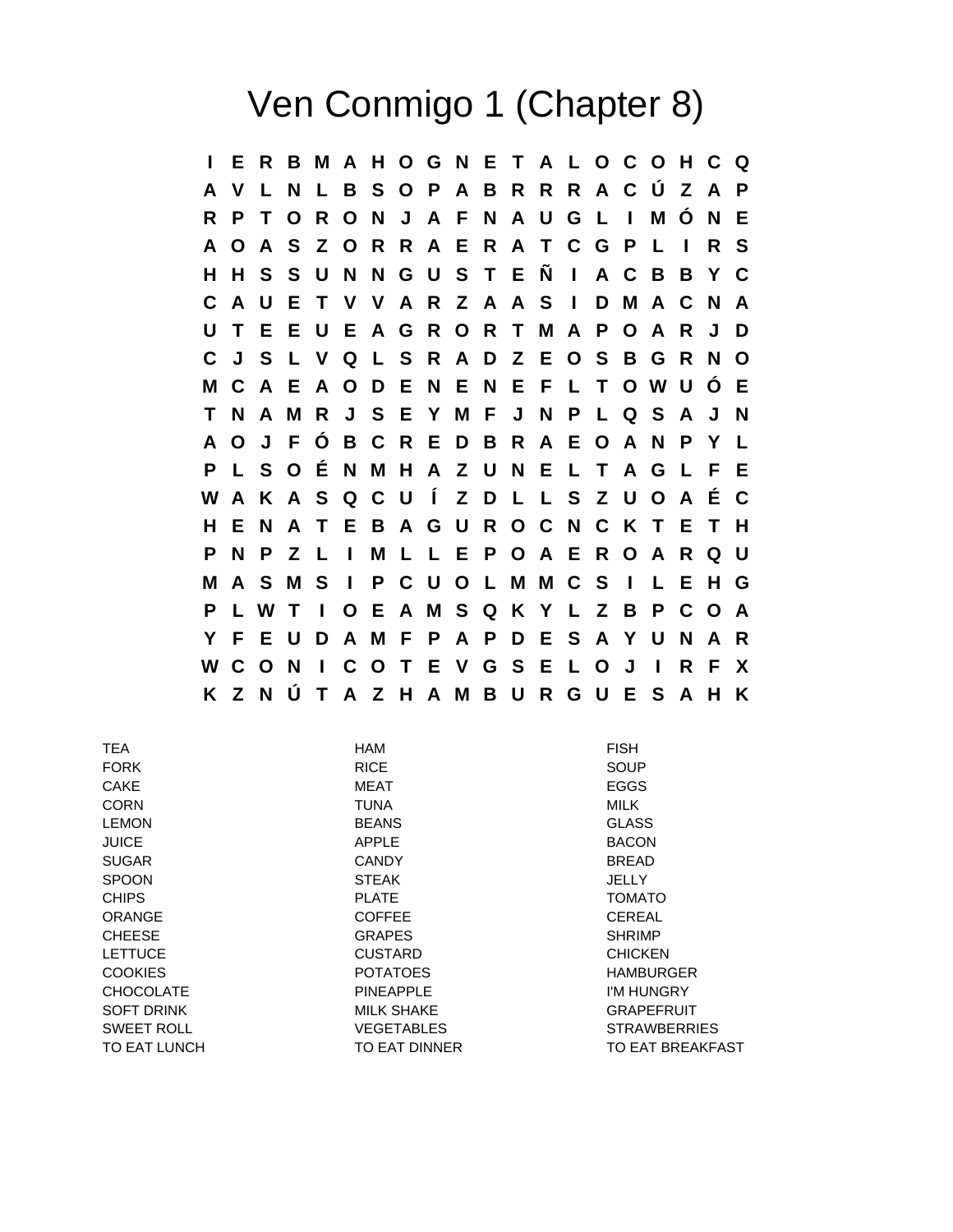# Ven Conmigo 1 (Chapter 8)

```
I E R B M A H O G N E T A L O C O H C Q
A V L N L B S O P A B R R R A C Ú Z A P
R P T O R O N J A F N A U G L I M Ó N E
A O A S Z O R R A E R A T C G P L I R S
H H S S U N N G U S T E Ñ I A C B B Y C
C A U E T V V A R Z A A S I D M A C N A
U T E E U E A G R O R T M A P O A R J D
C J S L V Q L S R A D Z E O S B G R N O
M C A E A O D E N E N E F L T O W U Ó E
T N A M R J S E Y M F J N P L Q S A J N
A O J F Ó B C R E D B R A E O A N P Y L
P L S O É N M H A Z U N E L T A G L F E
W A K A S Q C U Í Z D L L S Z U O A É C
H E N A T E B A G U R O C N C K T E T H
P N P Z L I M L L E P O A E R O A R Q U
M A S M S I P C U O L M M C S I L E H G
P L W T I O E A M S Q K Y L Z B P C O A
Y F E U D A M F P A P D E S A Y U N A R
W C O N I C O T E V G S E L O J I R F X
K Z N Ú T A Z H A M B U R G U E S A H K
```

| | | |
|---|---|---|
| TEA | HAM | FISH |
| FORK | RICE | SOUP |
| CAKE | MEAT | EGGS |
| CORN | TUNA | MILK |
| LEMON | BEANS | GLASS |
| JUICE | APPLE | BACON |
| SUGAR | CANDY | BREAD |
| SPOON | STEAK | JELLY |
| CHIPS | PLATE | TOMATO |
| ORANGE | COFFEE | CEREAL |
| CHEESE | GRAPES | SHRIMP |
| LETTUCE | CUSTARD | CHICKEN |
| COOKIES | POTATOES | HAMBURGER |
| CHOCOLATE | PINEAPPLE | I'M HUNGRY |
| SOFT DRINK | MILK SHAKE | GRAPEFRUIT |
| SWEET ROLL | VEGETABLES | STRAWBERRIES |
| TO EAT LUNCH | TO EAT DINNER | TO EAT BREAKFAST |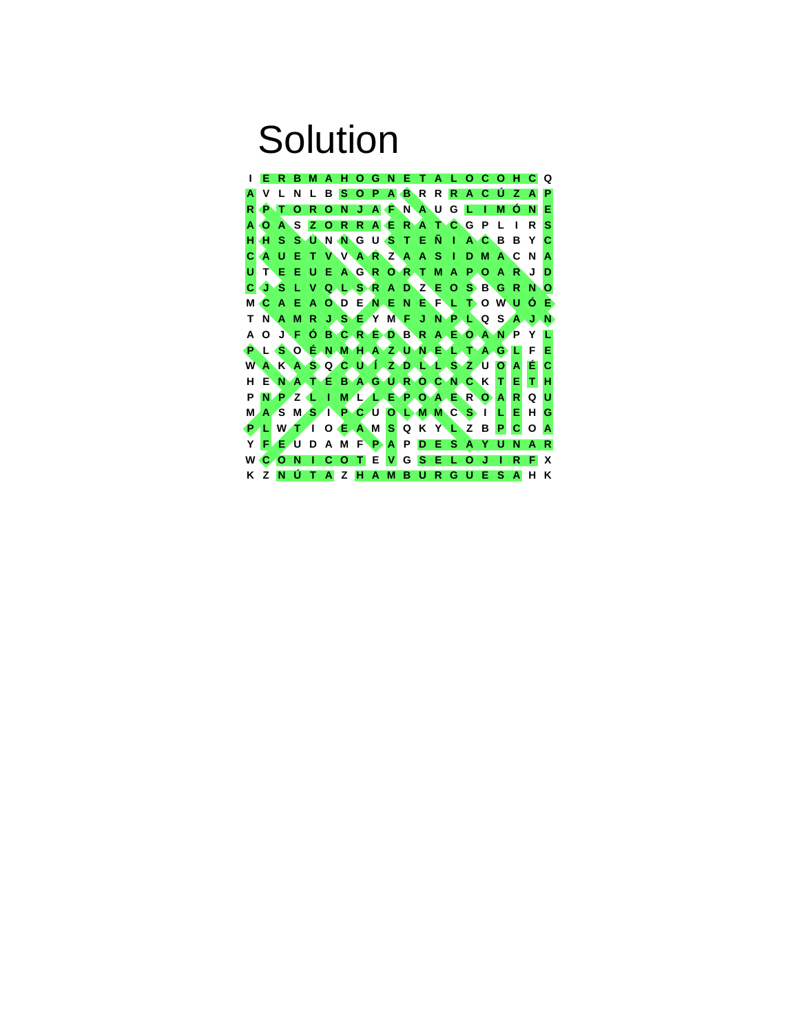# Solution

| | | | | | | | | | | | | | | | | | | | |
|---|---|---|---|---|---|---|---|---|---|---|---|---|---|---|---|---|---|---|---|
| I | E | R | B | M | A | H | O | G | N | E | T | A | L | O | C | O | H | C | Q |
| A | V | L | N | L | B | S | O | P | A | B | R | R | R | A | C | Ú | Z | A | P |
| R | P | T | O | R | O | N | J | A | F | N | A | U | G | L | I | M | Ó | N | E |
| A | O | A | S | Z | O | R | R | A | E | R | A | T | C | G | P | L | I | R | S |
| H | H | S | S | U | N | N | G | U | S | T | E | Ñ | I | A | C | B | B | Y | C |
| C | A | U | E | T | V | V | A | R | Z | A | A | S | I | D | M | A | C | N | A |
| U | T | E | E | U | E | A | G | R | O | R | T | M | A | P | O | A | R | J | D |
| C | J | S | L | V | Q | L | S | R | A | D | Z | E | O | S | B | G | R | N | O |
| M | C | A | E | A | O | D | E | N | E | N | E | F | L | T | O | W | U | Ó | E |
| T | N | A | M | R | J | S | E | Y | M | F | J | N | P | L | Q | S | A | J | N |
| A | O | J | F | Ó | B | C | R | E | D | B | R | A | E | O | A | N | P | Y | L |
| P | L | S | O | É | N | M | H | A | Z | U | N | E | L | T | A | G | L | F | E |
| W | A | K | A | S | Q | C | U | Í | Z | D | L | L | S | Z | U | O | A | É | C |
| H | E | N | A | T | E | B | A | G | U | R | O | C | N | C | K | T | E | T | H |
| P | N | P | Z | L | I | M | L | L | E | P | O | A | E | R | O | A | R | Q | U |
| M | A | S | M | S | I | P | C | U | O | L | M | M | C | S | I | L | E | H | G |
| P | L | W | T | I | O | E | A | M | S | Q | K | Y | L | Z | B | P | C | O | A |
| Y | F | E | U | D | A | M | F | P | A | P | D | E | S | A | Y | U | N | A | R |
| W | C | O | N | I | C | O | T | E | V | G | S | E | L | O | J | I | R | F | X |
| K | Z | N | Ú | T | A | Z | H | A | M | B | U | R | G | U | E | S | A | H | K |